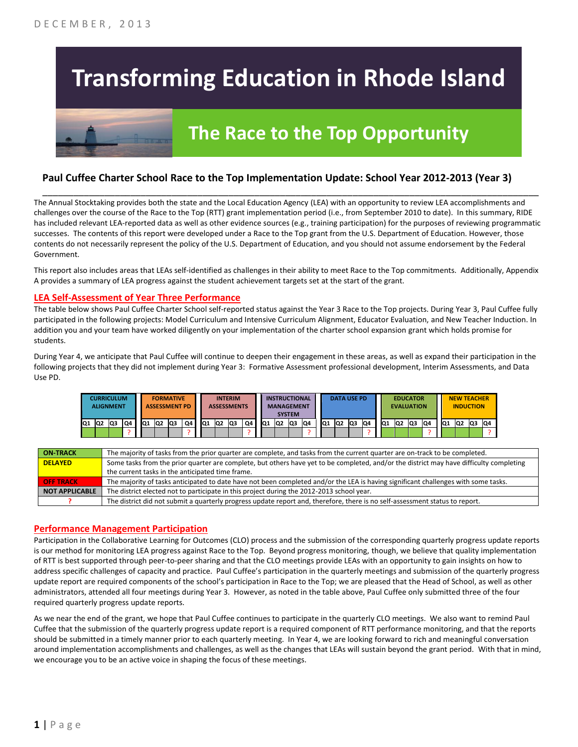DECEMBER, 2013

# Transforming Education in Rhode Island

## The Race to the Top Opportunity

### Paul Cuffee Charter School Race to the Top Implementation Update: School Year 2012-2013 (Year 3)

The Annual Stocktaking provides both the state and the Local Education Agency (LEA) with an opportunity to review LEA accomplishments and challenges over the course of the Race to the Top (RTT) grant implementation period (i.e., from September 2010 to date). In this summary, RIDE has included relevant LEA-reported data as well as other evidence sources (e.g., training participation) for the purposes of reviewing programmatic successes. The contents of this report were developed under a Race to the Top grant from the U.S. Department of Education. However, those contents do not necessarily represent the policy of the U.S. Department of Education, and you should not assume endorsement by the Federal Government.

This report also includes areas that LEAs self-identified as challenges in their ability to meet Race to the Top commitments. Additionally, Appendix A provides a summary of LEA progress against the student achievement targets set at the start of the grant.

#### LEA Self-Assessment of Year Three Performance

The table below shows Paul Cuffee Charter School self-reported status against the Year 3 Race to the Top projects. During Year 3, Paul Cuffee fully participated in the following projects: Model Curriculum and Intensive Curriculum Alignment, Educator Evaluation, and New Teacher Induction. In addition you and your team have worked diligently on your implementation of the charter school expansion grant which holds promise for students.

During Year 4, we anticipate that Paul Cuffee will continue to deepen their engagement in these areas, as well as expand their participation in the following projects that they did not implement during Year 3: Formative Assessment professional development, Interim Assessments, and Data Use PD.

| Project | Q1 | Q2 | Q3 | Q4 |
|---|---|---|---|---|
| CURRICULUM ALIGNMENT | On-Track | On-Track | On-Track | ? |
| FORMATIVE ASSESSMENT PD | Not Applicable | Not Applicable | Not Applicable | ? |
| INTERIM ASSESSMENTS | Not Applicable | Not Applicable | Not Applicable | ? |
| INSTRUCTIONAL MANAGEMENT SYSTEM | Not Applicable | Not Applicable | Not Applicable | ? |
| DATA USE PD | Not Applicable | Not Applicable | Not Applicable | ? |
| EDUCATOR EVALUATION | On-Track | On-Track | On-Track | ? |
| NEW TEACHER INDUCTION | On-Track | On-Track | On-Track | ? |

| Status | Description |
|---|---|
| ON-TRACK | The majority of tasks from the prior quarter are complete, and tasks from the current quarter are on-track to be completed. |
| DELAYED | Some tasks from the prior quarter are complete, but others have yet to be completed, and/or the district may have difficulty completing the current tasks in the anticipated time frame. |
| OFF TRACK | The majority of tasks anticipated to date have not been completed and/or the LEA is having significant challenges with some tasks. |
| NOT APPLICABLE | The district elected not to participate in this project during the 2012-2013 school year. |
| ? | The district did not submit a quarterly progress update report and, therefore, there is no self-assessment status to report. |

#### Performance Management Participation

Participation in the Collaborative Learning for Outcomes (CLO) process and the submission of the corresponding quarterly progress update reports is our method for monitoring LEA progress against Race to the Top. Beyond progress monitoring, though, we believe that quality implementation of RTT is best supported through peer-to-peer sharing and that the CLO meetings provide LEAs with an opportunity to gain insights on how to address specific challenges of capacity and practice. Paul Cuffee's participation in the quarterly meetings and submission of the quarterly progress update report are required components of the school's participation in Race to the Top; we are pleased that the Head of School, as well as other administrators, attended all four meetings during Year 3. However, as noted in the table above, Paul Cuffee only submitted three of the four required quarterly progress update reports.

As we near the end of the grant, we hope that Paul Cuffee continues to participate in the quarterly CLO meetings. We also want to remind Paul Cuffee that the submission of the quarterly progress update report is a required component of RTT performance monitoring, and that the reports should be submitted in a timely manner prior to each quarterly meeting. In Year 4, we are looking forward to rich and meaningful conversation around implementation accomplishments and challenges, as well as the changes that LEAs will sustain beyond the grant period. With that in mind, we encourage you to be an active voice in shaping the focus of these meetings.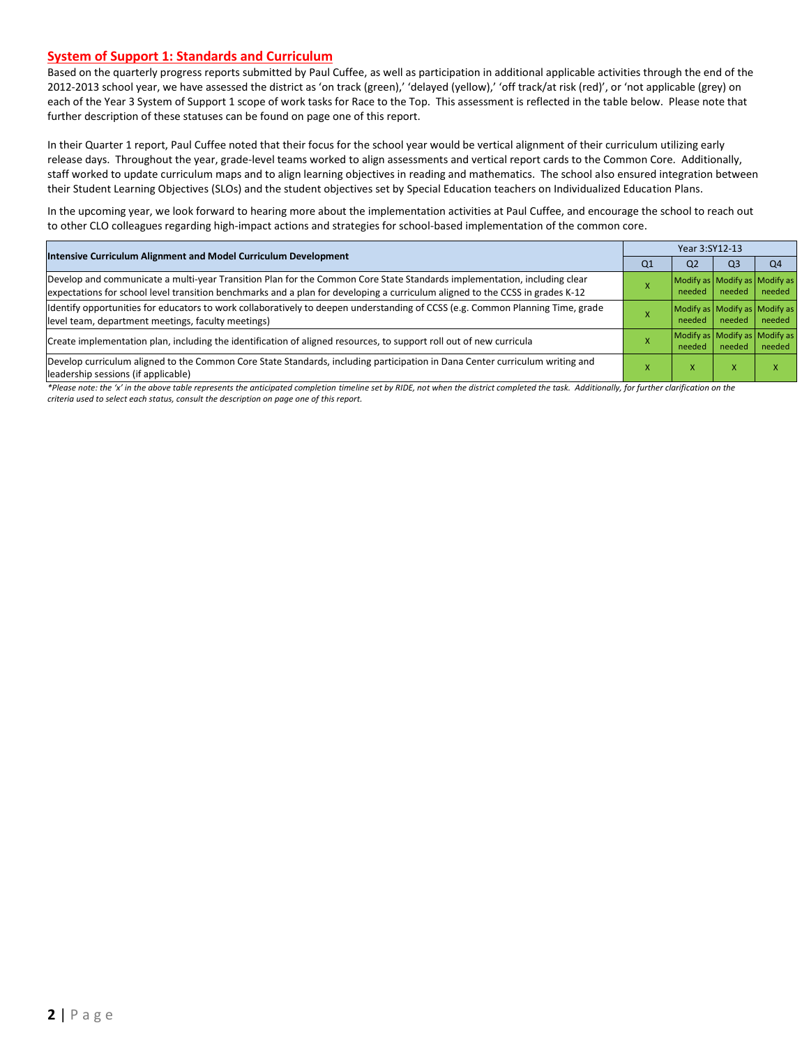## System of Support 1: Standards and Curriculum

Based on the quarterly progress reports submitted by Paul Cuffee, as well as participation in additional applicable activities through the end of the 2012-2013 school year, we have assessed the district as 'on track (green),' 'delayed (yellow),' 'off track/at risk (red)', or 'not applicable (grey) on each of the Year 3 System of Support 1 scope of work tasks for Race to the Top. This assessment is reflected in the table below. Please note that further description of these statuses can be found on page one of this report.

In their Quarter 1 report, Paul Cuffee noted that their focus for the school year would be vertical alignment of their curriculum utilizing early release days. Throughout the year, grade-level teams worked to align assessments and vertical report cards to the Common Core. Additionally, staff worked to update curriculum maps and to align learning objectives in reading and mathematics. The school also ensured integration between their Student Learning Objectives (SLOs) and the student objectives set by Special Education teachers on Individualized Education Plans.

In the upcoming year, we look forward to hearing more about the implementation activities at Paul Cuffee, and encourage the school to reach out to other CLO colleagues regarding high-impact actions and strategies for school-based implementation of the common core.

| Intensive Curriculum Alignment and Model Curriculum Development | Year 3:SY12-13 | | | |
|---|---|---|---|---|
| | Q1 | Q2 | Q3 | Q4 |
| Develop and communicate a multi-year Transition Plan for the Common Core State Standards implementation, including clear expectations for school level transition benchmarks and a plan for developing a curriculum aligned to the CCSS in grades K-12 | X | Modify as needed | Modify as needed | Modify as needed |
| Identify opportunities for educators to work collaboratively to deepen understanding of CCSS (e.g. Common Planning Time, grade level team, department meetings, faculty meetings) | X | Modify as needed | Modify as needed | Modify as needed |
| Create implementation plan, including the identification of aligned resources, to support roll out of new curricula | X | Modify as needed | Modify as needed | Modify as needed |
| Develop curriculum aligned to the Common Core State Standards, including participation in Dana Center curriculum writing and leadership sessions (if applicable) | X | X | X | X |

*\*Please note: the 'x' in the above table represents the anticipated completion timeline set by RIDE, not when the district completed the task. Additionally, for further clarification on the criteria used to select each status, consult the description on page one of this report.*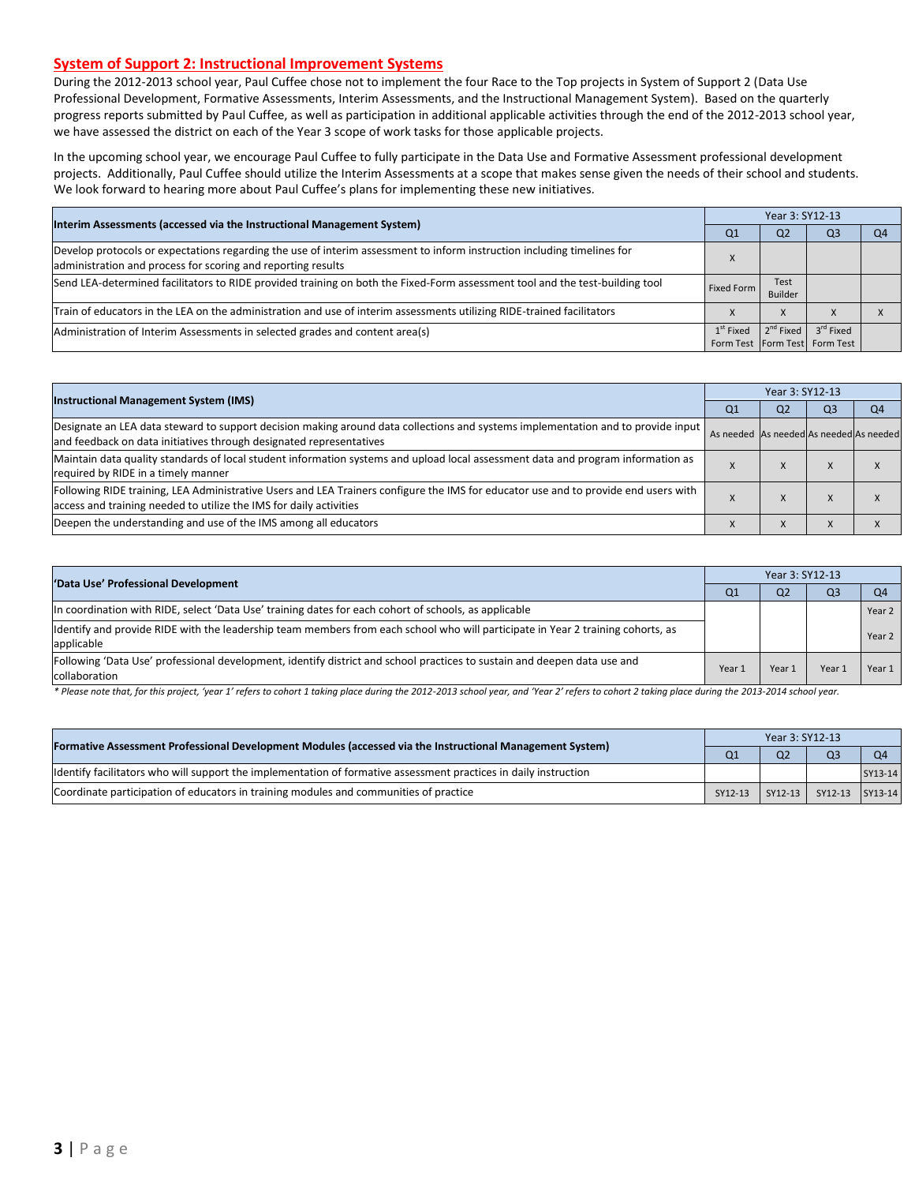## System of Support 2: Instructional Improvement Systems

During the 2012-2013 school year, Paul Cuffee chose not to implement the four Race to the Top projects in System of Support 2 (Data Use Professional Development, Formative Assessments, Interim Assessments, and the Instructional Management System). Based on the quarterly progress reports submitted by Paul Cuffee, as well as participation in additional applicable activities through the end of the 2012-2013 school year, we have assessed the district on each of the Year 3 scope of work tasks for those applicable projects.

In the upcoming school year, we encourage Paul Cuffee to fully participate in the Data Use and Formative Assessment professional development projects. Additionally, Paul Cuffee should utilize the Interim Assessments at a scope that makes sense given the needs of their school and students. We look forward to hearing more about Paul Cuffee's plans for implementing these new initiatives.

| Interim Assessments (accessed via the Instructional Management System) | Year 3: SY12-13 | | | |
|---|---|---|---|---|
| | Q1 | Q2 | Q3 | Q4 |
| Develop protocols or expectations regarding the use of interim assessment to inform instruction including timelines for administration and process for scoring and reporting results | X | | | |
| Send LEA-determined facilitators to RIDE provided training on both the Fixed-Form assessment tool and the test-building tool | Fixed Form | Test Builder | | |
| Train of educators in the LEA on the administration and use of interim assessments utilizing RIDE-trained facilitators | X | X | X | X |
| Administration of Interim Assessments in selected grades and content area(s) | 1st Fixed Form Test | 2nd Fixed Form Test | 3rd Fixed Form Test | |

| Instructional Management System (IMS) | Year 3: SY12-13 | | | |
|---|---|---|---|---|
| | Q1 | Q2 | Q3 | Q4 |
| Designate an LEA data steward to support decision making around data collections and systems implementation and to provide input and feedback on data initiatives through designated representatives | As needed | As needed | As needed | As needed |
| Maintain data quality standards of local student information systems and upload local assessment data and program information as required by RIDE in a timely manner | X | X | X | X |
| Following RIDE training, LEA Administrative Users and LEA Trainers configure the IMS for educator use and to provide end users with access and training needed to utilize the IMS for daily activities | X | X | X | X |
| Deepen the understanding and use of the IMS among all educators | X | X | X | X |

| 'Data Use' Professional Development | Year 3: SY12-13 | | | |
|---|---|---|---|---|
| | Q1 | Q2 | Q3 | Q4 |
| In coordination with RIDE, select 'Data Use' training dates for each cohort of schools, as applicable | | | | Year 2 |
| Identify and provide RIDE with the leadership team members from each school who will participate in Year 2 training cohorts, as applicable | | | | Year 2 |
| Following 'Data Use' professional development, identify district and school practices to sustain and deepen data use and collaboration | Year 1 | Year 1 | Year 1 | Year 1 |

*\* Please note that, for this project, 'year 1' refers to cohort 1 taking place during the 2012-2013 school year, and 'Year 2' refers to cohort 2 taking place during the 2013-2014 school year.*

| Formative Assessment Professional Development Modules (accessed via the Instructional Management System) | Year 3: SY12-13 | | | |
|---|---|---|---|---|
| | Q1 | Q2 | Q3 | Q4 |
| Identify facilitators who will support the implementation of formative assessment practices in daily instruction | | | | SY13-14 |
| Coordinate participation of educators in training modules and communities of practice | SY12-13 | SY12-13 | SY12-13 | SY13-14 |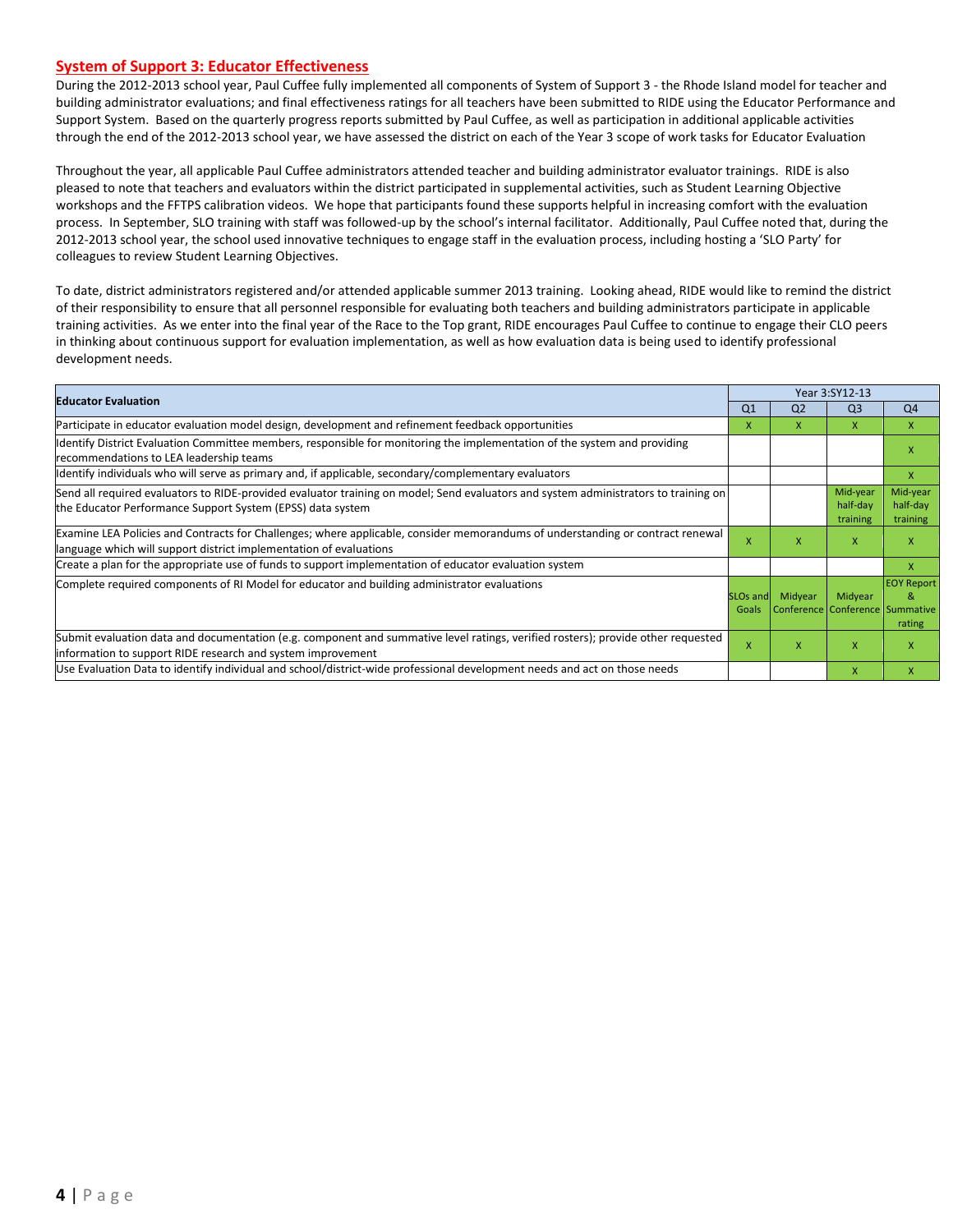## System of Support 3: Educator Effectiveness

During the 2012-2013 school year, Paul Cuffee fully implemented all components of System of Support 3 - the Rhode Island model for teacher and building administrator evaluations; and final effectiveness ratings for all teachers have been submitted to RIDE using the Educator Performance and Support System. Based on the quarterly progress reports submitted by Paul Cuffee, as well as participation in additional applicable activities through the end of the 2012-2013 school year, we have assessed the district on each of the Year 3 scope of work tasks for Educator Evaluation

Throughout the year, all applicable Paul Cuffee administrators attended teacher and building administrator evaluator trainings. RIDE is also pleased to note that teachers and evaluators within the district participated in supplemental activities, such as Student Learning Objective workshops and the FFTPS calibration videos. We hope that participants found these supports helpful in increasing comfort with the evaluation process. In September, SLO training with staff was followed-up by the school's internal facilitator. Additionally, Paul Cuffee noted that, during the 2012-2013 school year, the school used innovative techniques to engage staff in the evaluation process, including hosting a 'SLO Party' for colleagues to review Student Learning Objectives.

To date, district administrators registered and/or attended applicable summer 2013 training. Looking ahead, RIDE would like to remind the district of their responsibility to ensure that all personnel responsible for evaluating both teachers and building administrators participate in applicable training activities. As we enter into the final year of the Race to the Top grant, RIDE encourages Paul Cuffee to continue to engage their CLO peers in thinking about continuous support for evaluation implementation, as well as how evaluation data is being used to identify professional development needs.

| Educator Evaluation | Year 3:SY12-13 | | | |
|---|---|---|---|---|
| | Q1 | Q2 | Q3 | Q4 |
| Participate in educator evaluation model design, development and refinement feedback opportunities | X | X | X | X |
| Identify District Evaluation Committee members, responsible for monitoring the implementation of the system and providing recommendations to LEA leadership teams | | | | X |
| Identify individuals who will serve as primary and, if applicable, secondary/complementary evaluators | | | | X |
| Send all required evaluators to RIDE-provided evaluator training on model; Send evaluators and system administrators to training on the Educator Performance Support System (EPSS) data system | | | Mid-year half-day training | Mid-year half-day training |
| Examine LEA Policies and Contracts for Challenges; where applicable, consider memorandums of understanding or contract renewal language which will support district implementation of evaluations | X | X | X | X |
| Create a plan for the appropriate use of funds to support implementation of educator evaluation system | | | | X |
| Complete required components of RI Model for educator and building administrator evaluations | SLOs and Goals | Midyear Conference | Midyear Conference | EOY Report & Summative rating |
| Submit evaluation data and documentation (e.g. component and summative level ratings, verified rosters); provide other requested information to support RIDE research and system improvement | X | X | X | X |
| Use Evaluation Data to identify individual and school/district-wide professional development needs and act on those needs | | | X | X |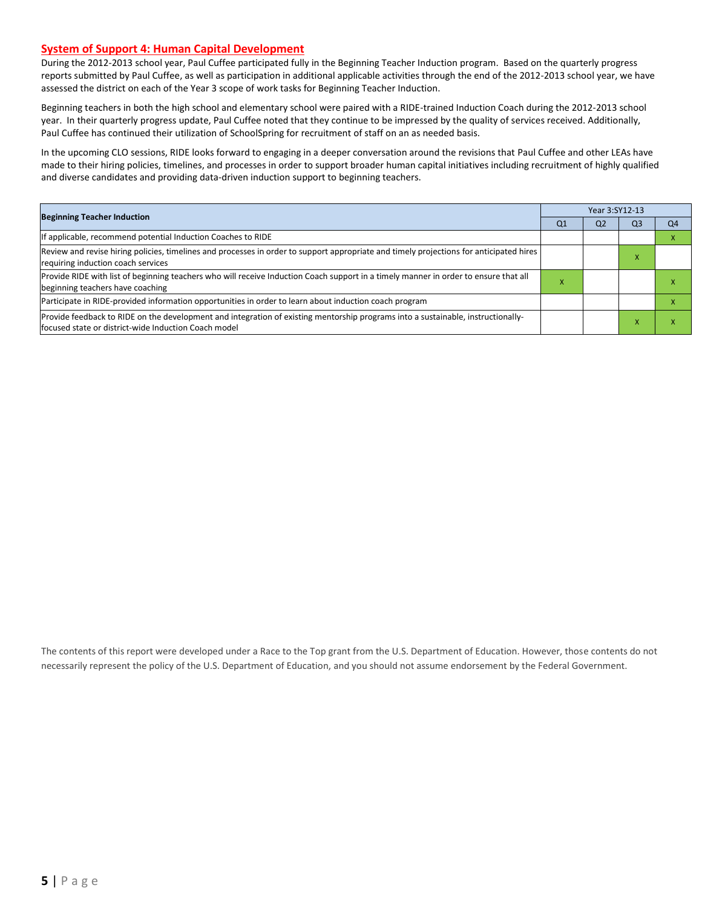## System of Support 4: Human Capital Development

During the 2012-2013 school year, Paul Cuffee participated fully in the Beginning Teacher Induction program. Based on the quarterly progress reports submitted by Paul Cuffee, as well as participation in additional applicable activities through the end of the 2012-2013 school year, we have assessed the district on each of the Year 3 scope of work tasks for Beginning Teacher Induction.

Beginning teachers in both the high school and elementary school were paired with a RIDE-trained Induction Coach during the 2012-2013 school year. In their quarterly progress update, Paul Cuffee noted that they continue to be impressed by the quality of services received. Additionally, Paul Cuffee has continued their utilization of SchoolSpring for recruitment of staff on an as needed basis.

In the upcoming CLO sessions, RIDE looks forward to engaging in a deeper conversation around the revisions that Paul Cuffee and other LEAs have made to their hiring policies, timelines, and processes in order to support broader human capital initiatives including recruitment of highly qualified and diverse candidates and providing data-driven induction support to beginning teachers.

| Beginning Teacher Induction | Year 3:SY12-13 | | | |
|---|---|---|---|---|
| | Q1 | Q2 | Q3 | Q4 |
| If applicable, recommend potential Induction Coaches to RIDE | | | | x |
| Review and revise hiring policies, timelines and processes in order to support appropriate and timely projections for anticipated hires requiring induction coach services | | | x | |
| Provide RIDE with list of beginning teachers who will receive Induction Coach support in a timely manner in order to ensure that all beginning teachers have coaching | x | | | x |
| Participate in RIDE-provided information opportunities in order to learn about induction coach program | | | | x |
| Provide feedback to RIDE on the development and integration of existing mentorship programs into a sustainable, instructionally-focused state or district-wide Induction Coach model | | | x | x |

The contents of this report were developed under a Race to the Top grant from the U.S. Department of Education. However, those contents do not necessarily represent the policy of the U.S. Department of Education, and you should not assume endorsement by the Federal Government.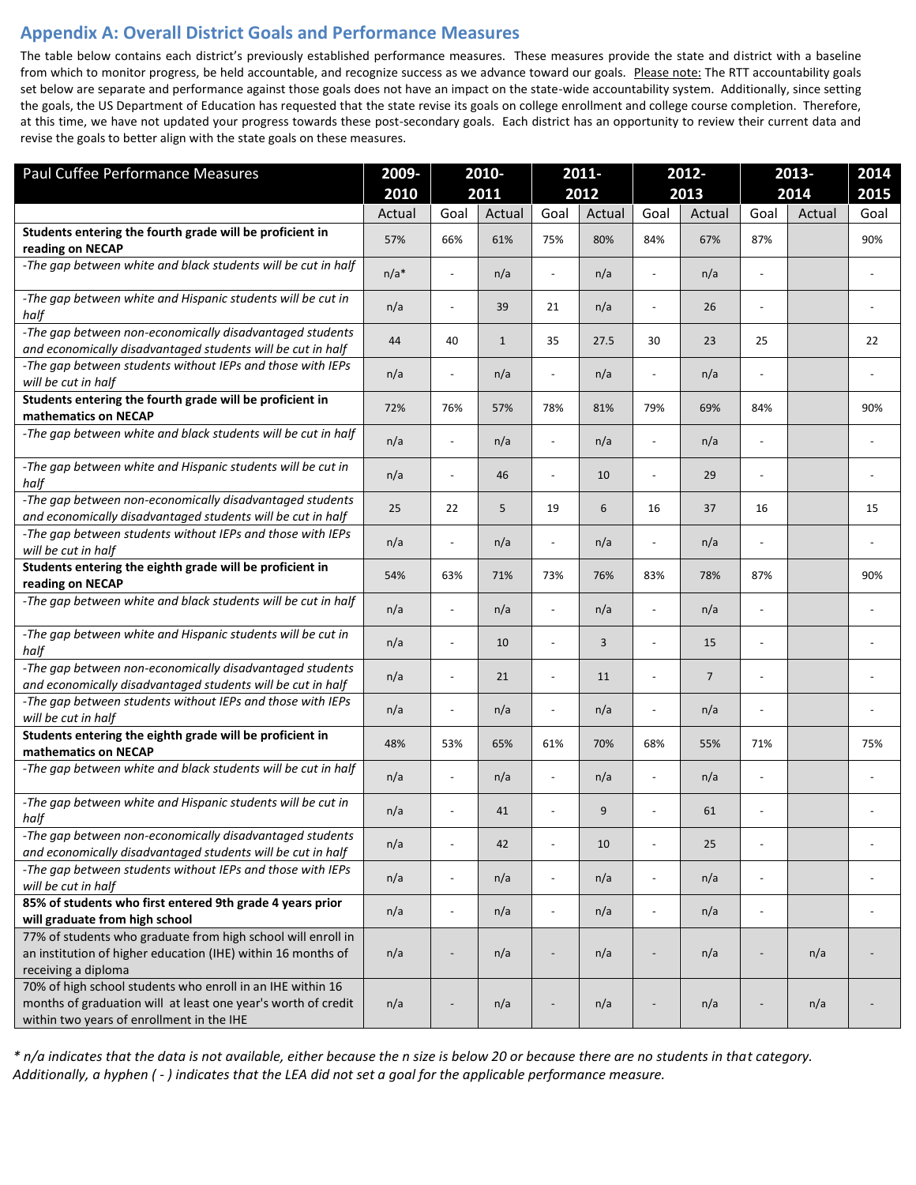## Appendix A: Overall District Goals and Performance Measures

The table below contains each district's previously established performance measures. These measures provide the state and district with a baseline from which to monitor progress, be held accountable, and recognize success as we advance toward our goals. Please note: The RTT accountability goals set below are separate and performance against those goals does not have an impact on the state-wide accountability system. Additionally, since setting the goals, the US Department of Education has requested that the state revise its goals on college enrollment and college course completion. Therefore, at this time, we have not updated your progress towards these post-secondary goals. Each district has an opportunity to review their current data and revise the goals to better align with the state goals on these measures.

| Paul Cuffee Performance Measures | 2009-2010 | 2010-2011 | | 2011-2012 | | 2012-2013 | | 2013-2014 | | 2014 2015 |
|---|---|---|---|---|---|---|---|---|---|---|
| | Actual | Goal | Actual | Goal | Actual | Goal | Actual | Goal | Actual | Goal |
| **Students entering the fourth grade will be proficient in reading on NECAP** | 57% | 66% | 61% | 75% | 80% | 84% | 67% | 87% | | 90% |
| *-The gap between white and black students will be cut in half* | n/a* | - | n/a | - | n/a | - | n/a | - | | - |
| *-The gap between white and Hispanic students will be cut in half* | n/a | - | 39 | 21 | n/a | - | 26 | - | | - |
| *-The gap between non-economically disadvantaged students and economically disadvantaged students will be cut in half* | 44 | 40 | 1 | 35 | 27.5 | 30 | 23 | 25 | | 22 |
| *-The gap between students without IEPs and those with IEPs will be cut in half* | n/a | - | n/a | - | n/a | - | n/a | - | | - |
| **Students entering the fourth grade will be proficient in mathematics on NECAP** | 72% | 76% | 57% | 78% | 81% | 79% | 69% | 84% | | 90% |
| *-The gap between white and black students will be cut in half* | n/a | - | n/a | - | n/a | - | n/a | - | | - |
| *-The gap between white and Hispanic students will be cut in half* | n/a | - | 46 | - | 10 | - | 29 | - | | - |
| *-The gap between non-economically disadvantaged students and economically disadvantaged students will be cut in half* | 25 | 22 | 5 | 19 | 6 | 16 | 37 | 16 | | 15 |
| *-The gap between students without IEPs and those with IEPs will be cut in half* | n/a | - | n/a | - | n/a | - | n/a | - | | - |
| **Students entering the eighth grade will be proficient in reading on NECAP** | 54% | 63% | 71% | 73% | 76% | 83% | 78% | 87% | | 90% |
| *-The gap between white and black students will be cut in half* | n/a | - | n/a | - | n/a | - | n/a | - | | - |
| *-The gap between white and Hispanic students will be cut in half* | n/a | - | 10 | - | 3 | - | 15 | - | | - |
| *-The gap between non-economically disadvantaged students and economically disadvantaged students will be cut in half* | n/a | - | 21 | - | 11 | - | 7 | - | | - |
| *-The gap between students without IEPs and those with IEPs will be cut in half* | n/a | - | n/a | - | n/a | - | n/a | - | | - |
| **Students entering the eighth grade will be proficient in mathematics on NECAP** | 48% | 53% | 65% | 61% | 70% | 68% | 55% | 71% | | 75% |
| *-The gap between white and black students will be cut in half* | n/a | - | n/a | - | n/a | - | n/a | - | | - |
| *-The gap between white and Hispanic students will be cut in half* | n/a | - | 41 | - | 9 | - | 61 | - | | - |
| *-The gap between non-economically disadvantaged students and economically disadvantaged students will be cut in half* | n/a | - | 42 | - | 10 | - | 25 | - | | - |
| *-The gap between students without IEPs and those with IEPs will be cut in half* | n/a | - | n/a | - | n/a | - | n/a | - | | - |
| **85% of students who first entered 9th grade 4 years prior will graduate from high school** | n/a | - | n/a | - | n/a | - | n/a | - | | - |
| 77% of students who graduate from high school will enroll in an institution of higher education (IHE) within 16 months of receiving a diploma | n/a | - | n/a | - | n/a | - | n/a | - | n/a | - |
| 70% of high school students who enroll in an IHE within 16 months of graduation will at least one year's worth of credit within two years of enrollment in the IHE | n/a | - | n/a | - | n/a | - | n/a | - | n/a | - |

*\* n/a indicates that the data is not available, either because the n size is below 20 or because there are no students in that category. Additionally, a hyphen ( - ) indicates that the LEA did not set a goal for the applicable performance measure.*